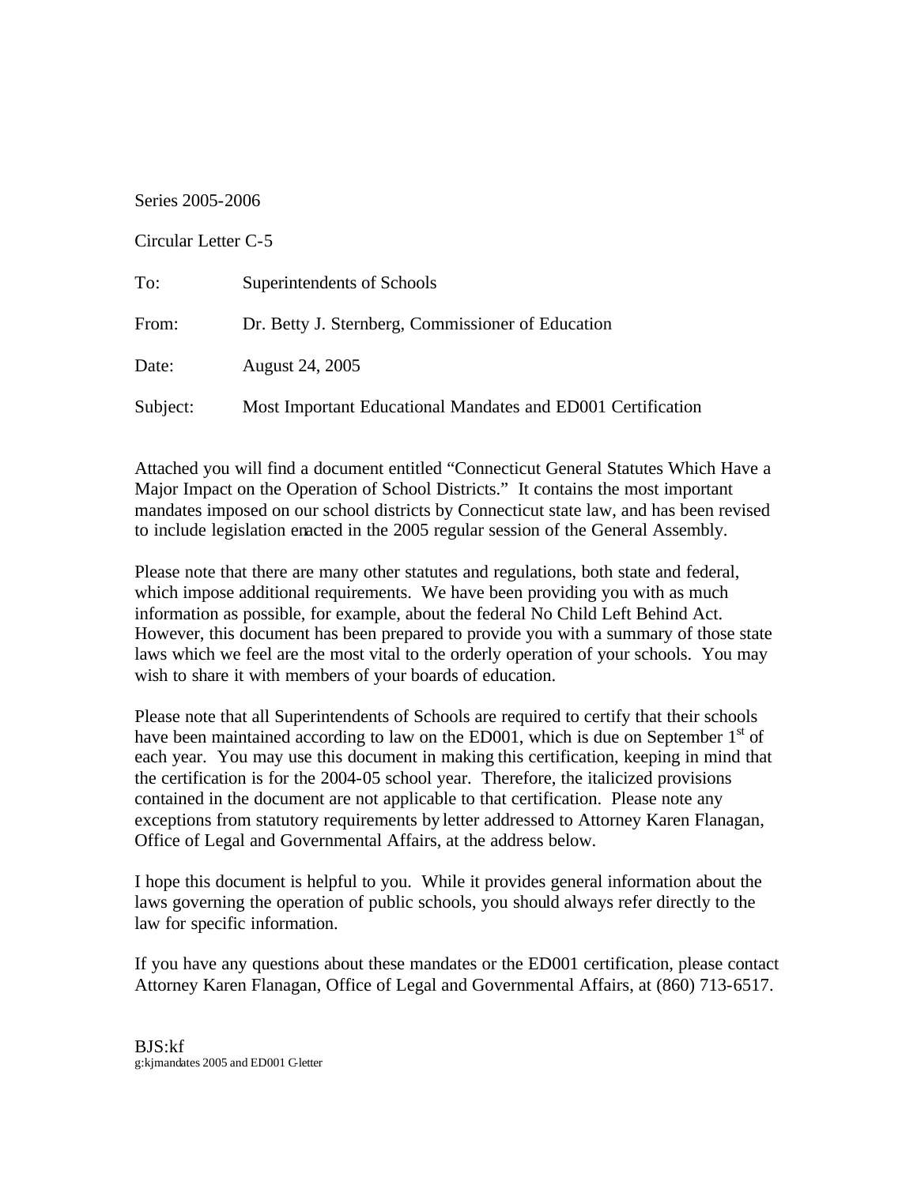Series 2005-2006

Circular Letter C-5

To: Superintendents of Schools

From: Dr. Betty J. Sternberg, Commissioner of Education

Date: August 24, 2005

Subject: Most Important Educational Mandates and ED001 Certification

Attached you will find a document entitled "Connecticut General Statutes Which Have a Major Impact on the Operation of School Districts." It contains the most important mandates imposed on our school districts by Connecticut state law, and has been revised to include legislation enacted in the 2005 regular session of the General Assembly.

Please note that there are many other statutes and regulations, both state and federal, which impose additional requirements. We have been providing you with as much information as possible, for example, about the federal No Child Left Behind Act. However, this document has been prepared to provide you with a summary of those state laws which we feel are the most vital to the orderly operation of your schools. You may wish to share it with members of your boards of education.

Please note that all Superintendents of Schools are required to certify that their schools have been maintained according to law on the ED001, which is due on September 1st of each year. You may use this document in making this certification, keeping in mind that the certification is for the 2004-05 school year. Therefore, the italicized provisions contained in the document are not applicable to that certification. Please note any exceptions from statutory requirements by letter addressed to Attorney Karen Flanagan, Office of Legal and Governmental Affairs, at the address below.

I hope this document is helpful to you. While it provides general information about the laws governing the operation of public schools, you should always refer directly to the law for specific information.

If you have any questions about these mandates or the ED001 certification, please contact Attorney Karen Flanagan, Office of Legal and Governmental Affairs, at (860) 713-6517.

BJS:kf
g:kjmandates 2005 and ED001 C-letter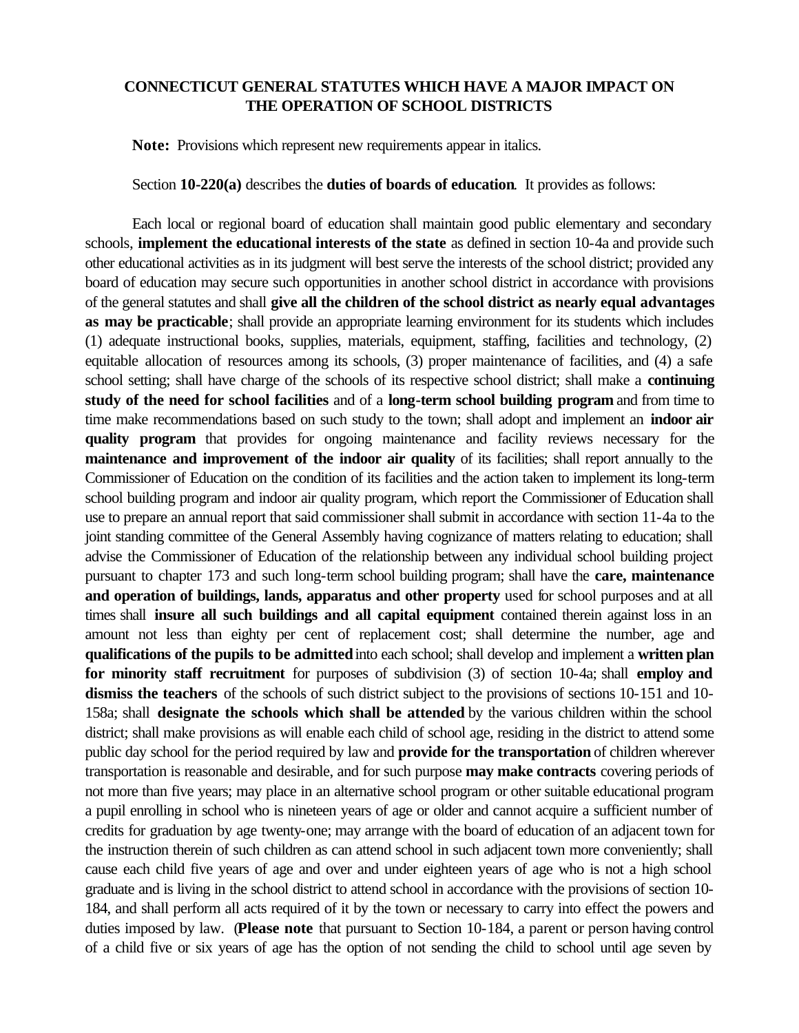## CONNECTICUT GENERAL STATUTES WHICH HAVE A MAJOR IMPACT ON THE OPERATION OF SCHOOL DISTRICTS

**Note:** Provisions which represent new requirements appear in italics.

Section **10-220(a)** describes the **duties of boards of education**. It provides as follows:

Each local or regional board of education shall maintain good public elementary and secondary schools, **implement the educational interests of the state** as defined in section 10-4a and provide such other educational activities as in its judgment will best serve the interests of the school district; provided any board of education may secure such opportunities in another school district in accordance with provisions of the general statutes and shall **give all the children of the school district as nearly equal advantages as may be practicable**; shall provide an appropriate learning environment for its students which includes (1) adequate instructional books, supplies, materials, equipment, staffing, facilities and technology, (2) equitable allocation of resources among its schools, (3) proper maintenance of facilities, and (4) a safe school setting; shall have charge of the schools of its respective school district; shall make a **continuing study of the need for school facilities** and of a **long-term school building program** and from time to time make recommendations based on such study to the town; shall adopt and implement an **indoor air quality program** that provides for ongoing maintenance and facility reviews necessary for the **maintenance and improvement of the indoor air quality** of its facilities; shall report annually to the Commissioner of Education on the condition of its facilities and the action taken to implement its long-term school building program and indoor air quality program, which report the Commissioner of Education shall use to prepare an annual report that said commissioner shall submit in accordance with section 11-4a to the joint standing committee of the General Assembly having cognizance of matters relating to education; shall advise the Commissioner of Education of the relationship between any individual school building project pursuant to chapter 173 and such long-term school building program; shall have the **care, maintenance and operation of buildings, lands, apparatus and other property** used for school purposes and at all times shall **insure all such buildings and all capital equipment** contained therein against loss in an amount not less than eighty per cent of replacement cost; shall determine the number, age and **qualifications of the pupils to be admitted** into each school; shall develop and implement a **written plan for minority staff recruitment** for purposes of subdivision (3) of section 10-4a; shall **employ and dismiss the teachers** of the schools of such district subject to the provisions of sections 10-151 and 10-158a; shall **designate the schools which shall be attended** by the various children within the school district; shall make provisions as will enable each child of school age, residing in the district to attend some public day school for the period required by law and **provide for the transportation** of children wherever transportation is reasonable and desirable, and for such purpose **may make contracts** covering periods of not more than five years; may place in an alternative school program or other suitable educational program a pupil enrolling in school who is nineteen years of age or older and cannot acquire a sufficient number of credits for graduation by age twenty-one; may arrange with the board of education of an adjacent town for the instruction therein of such children as can attend school in such adjacent town more conveniently; shall cause each child five years of age and over and under eighteen years of age who is not a high school graduate and is living in the school district to attend school in accordance with the provisions of section 10-184, and shall perform all acts required of it by the town or necessary to carry into effect the powers and duties imposed by law. (**Please note** that pursuant to Section 10-184, a parent or person having control of a child five or six years of age has the option of not sending the child to school until age seven by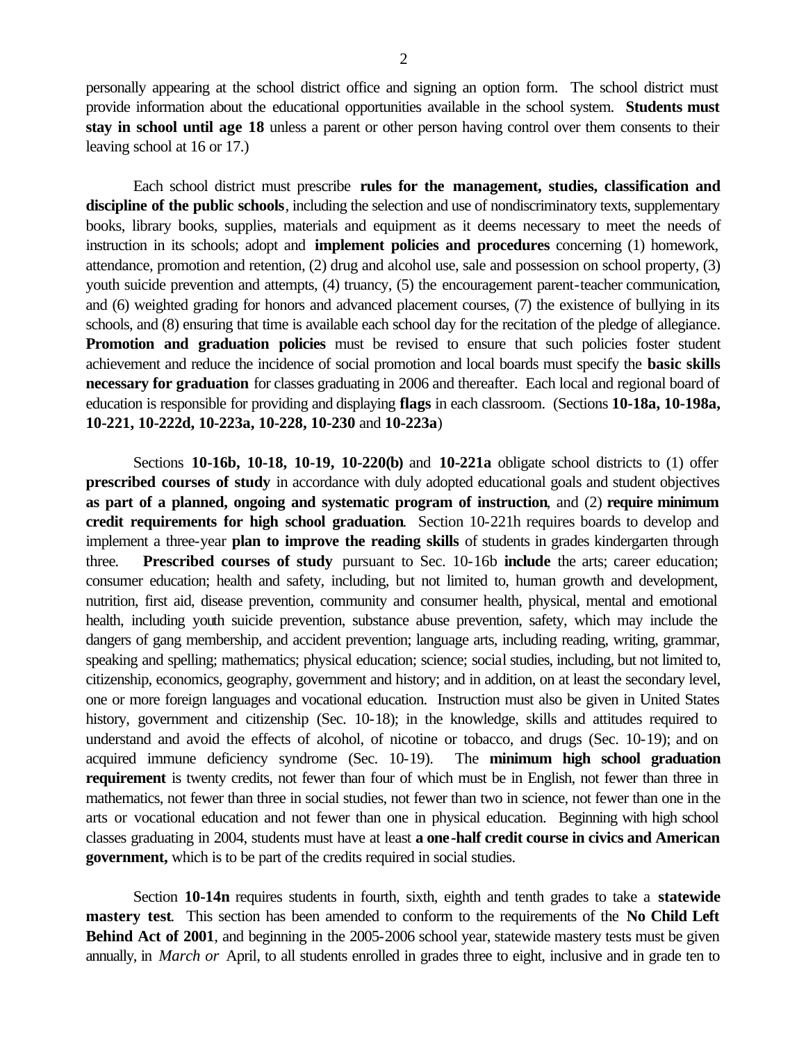personally appearing at the school district office and signing an option form. The school district must provide information about the educational opportunities available in the school system. **Students must stay in school until age 18** unless a parent or other person having control over them consents to their leaving school at 16 or 17.)

Each school district must prescribe **rules for the management, studies, classification and discipline of the public schools**, including the selection and use of nondiscriminatory texts, supplementary books, library books, supplies, materials and equipment as it deems necessary to meet the needs of instruction in its schools; adopt and **implement policies and procedures** concerning (1) homework, attendance, promotion and retention, (2) drug and alcohol use, sale and possession on school property, (3) youth suicide prevention and attempts, (4) truancy, (5) the encouragement parent-teacher communication, and (6) weighted grading for honors and advanced placement courses, (7) the existence of bullying in its schools, and (8) ensuring that time is available each school day for the recitation of the pledge of allegiance. **Promotion and graduation policies** must be revised to ensure that such policies foster student achievement and reduce the incidence of social promotion and local boards must specify the **basic skills necessary for graduation** for classes graduating in 2006 and thereafter. Each local and regional board of education is responsible for providing and displaying **flags** in each classroom. (Sections **10-18a, 10-198a, 10-221, 10-222d, 10-223a, 10-228, 10-230** and **10-223a**)

Sections **10-16b, 10-18, 10-19, 10-220(b)** and **10-221a** obligate school districts to (1) offer **prescribed courses of study** in accordance with duly adopted educational goals and student objectives **as part of a planned, ongoing and systematic program of instruction**, and (2) **require minimum credit requirements for high school graduation**. Section 10-221h requires boards to develop and implement a three-year **plan to improve the reading skills** of students in grades kindergarten through three. **Prescribed courses of study** pursuant to Sec. 10-16b **include** the arts; career education; consumer education; health and safety, including, but not limited to, human growth and development, nutrition, first aid, disease prevention, community and consumer health, physical, mental and emotional health, including youth suicide prevention, substance abuse prevention, safety, which may include the dangers of gang membership, and accident prevention; language arts, including reading, writing, grammar, speaking and spelling; mathematics; physical education; science; social studies, including, but not limited to, citizenship, economics, geography, government and history; and in addition, on at least the secondary level, one or more foreign languages and vocational education. Instruction must also be given in United States history, government and citizenship (Sec. 10-18); in the knowledge, skills and attitudes required to understand and avoid the effects of alcohol, of nicotine or tobacco, and drugs (Sec. 10-19); and on acquired immune deficiency syndrome (Sec. 10-19). The **minimum high school graduation requirement** is twenty credits, not fewer than four of which must be in English, not fewer than three in mathematics, not fewer than three in social studies, not fewer than two in science, not fewer than one in the arts or vocational education and not fewer than one in physical education. Beginning with high school classes graduating in 2004, students must have at least **a one-half credit course in civics and American government,** which is to be part of the credits required in social studies.

Section **10-14n** requires students in fourth, sixth, eighth and tenth grades to take a **statewide mastery test**. This section has been amended to conform to the requirements of the **No Child Left Behind Act of 2001**, and beginning in the 2005-2006 school year, statewide mastery tests must be given annually, in *March or* April, to all students enrolled in grades three to eight, inclusive and in grade ten to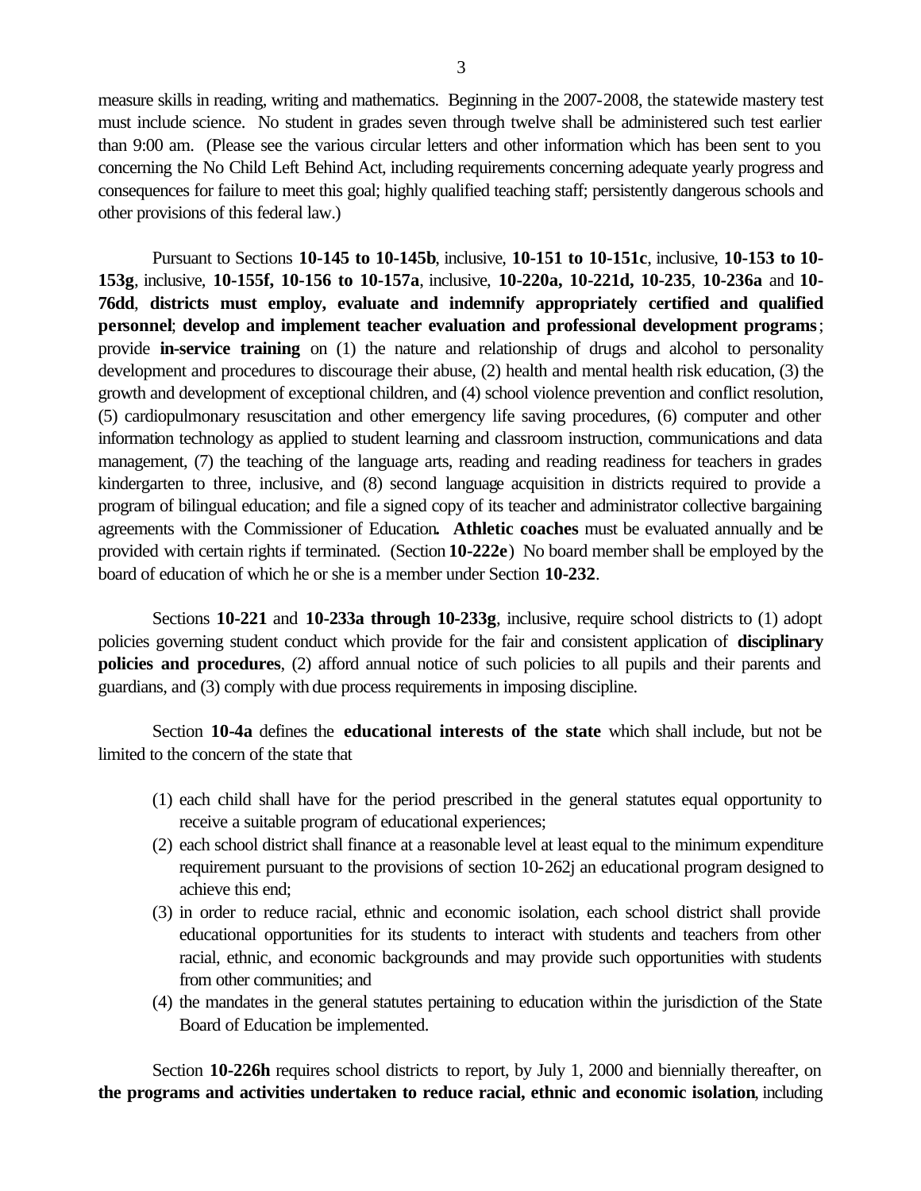measure skills in reading, writing and mathematics. Beginning in the 2007-2008, the statewide mastery test must include science. No student in grades seven through twelve shall be administered such test earlier than 9:00 am. (Please see the various circular letters and other information which has been sent to you concerning the No Child Left Behind Act, including requirements concerning adequate yearly progress and consequences for failure to meet this goal; highly qualified teaching staff; persistently dangerous schools and other provisions of this federal law.)

Pursuant to Sections **10-145 to 10-145b**, inclusive, **10-151 to 10-151c**, inclusive, **10-153 to 10-153g**, inclusive, **10-155f, 10-156 to 10-157a**, inclusive, **10-220a, 10-221d, 10-235**, **10-236a** and **10-76dd**, **districts must employ, evaluate and indemnify appropriately certified and qualified personnel**; **develop and implement teacher evaluation and professional development programs**; provide **in-service training** on (1) the nature and relationship of drugs and alcohol to personality development and procedures to discourage their abuse, (2) health and mental health risk education, (3) the growth and development of exceptional children, and (4) school violence prevention and conflict resolution, (5) cardiopulmonary resuscitation and other emergency life saving procedures, (6) computer and other information technology as applied to student learning and classroom instruction, communications and data management, (7) the teaching of the language arts, reading and reading readiness for teachers in grades kindergarten to three, inclusive, and (8) second language acquisition in districts required to provide a program of bilingual education; and file a signed copy of its teacher and administrator collective bargaining agreements with the Commissioner of Education**.** **Athletic coaches** must be evaluated annually and be provided with certain rights if terminated. (Section **10-222e**) No board member shall be employed by the board of education of which he or she is a member under Section **10-232**.

Sections **10-221** and **10-233a through 10-233g**, inclusive, require school districts to (1) adopt policies governing student conduct which provide for the fair and consistent application of **disciplinary policies and procedures**, (2) afford annual notice of such policies to all pupils and their parents and guardians, and (3) comply with due process requirements in imposing discipline.

Section **10-4a** defines the **educational interests of the state** which shall include, but not be limited to the concern of the state that

(1) each child shall have for the period prescribed in the general statutes equal opportunity to receive a suitable program of educational experiences;
(2) each school district shall finance at a reasonable level at least equal to the minimum expenditure requirement pursuant to the provisions of section 10-262j an educational program designed to achieve this end;
(3) in order to reduce racial, ethnic and economic isolation, each school district shall provide educational opportunities for its students to interact with students and teachers from other racial, ethnic, and economic backgrounds and may provide such opportunities with students from other communities; and
(4) the mandates in the general statutes pertaining to education within the jurisdiction of the State Board of Education be implemented.

Section **10-226h** requires school districts to report, by July 1, 2000 and biennially thereafter, on **the programs and activities undertaken to reduce racial, ethnic and economic isolation**, including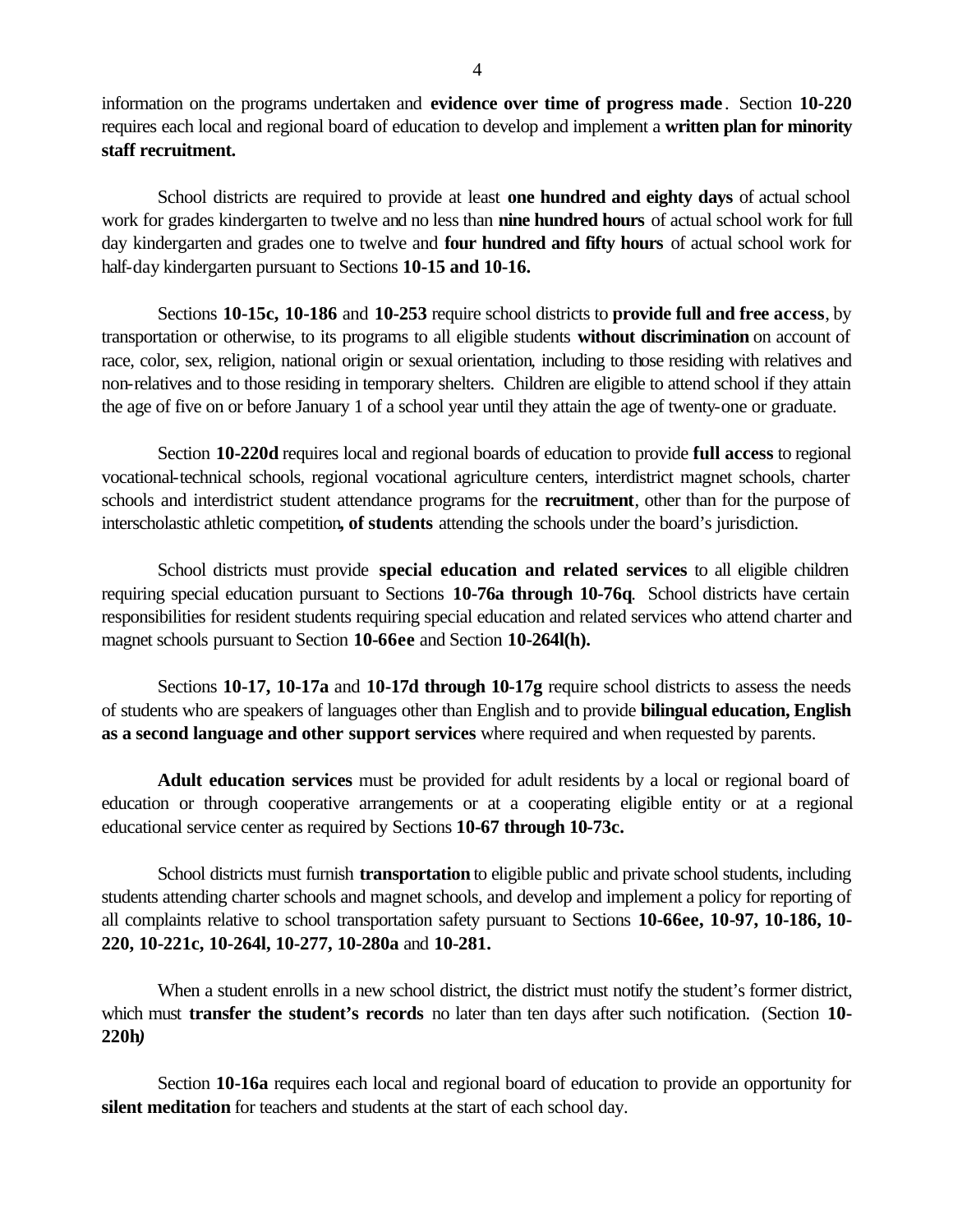information on the programs undertaken and **evidence over time of progress made**. Section **10-220** requires each local and regional board of education to develop and implement a **written plan for minority staff recruitment.**

School districts are required to provide at least **one hundred and eighty days** of actual school work for grades kindergarten to twelve and no less than **nine hundred hours** of actual school work for full day kindergarten and grades one to twelve and **four hundred and fifty hours** of actual school work for half-day kindergarten pursuant to Sections **10-15 and 10-16.**

Sections **10-15c, 10-186** and **10-253** require school districts to **provide full and free access**, by transportation or otherwise, to its programs to all eligible students **without discrimination** on account of race, color, sex, religion, national origin or sexual orientation, including to those residing with relatives and non-relatives and to those residing in temporary shelters. Children are eligible to attend school if they attain the age of five on or before January 1 of a school year until they attain the age of twenty-one or graduate.

Section **10-220d** requires local and regional boards of education to provide **full access** to regional vocational-technical schools, regional vocational agriculture centers, interdistrict magnet schools, charter schools and interdistrict student attendance programs for the **recruitment**, other than for the purpose of interscholastic athletic competition**, of students** attending the schools under the board's jurisdiction.

School districts must provide **special education and related services** to all eligible children requiring special education pursuant to Sections **10-76a through 10-76q**. School districts have certain responsibilities for resident students requiring special education and related services who attend charter and magnet schools pursuant to Section **10-66ee** and Section **10-264l(h).**

Sections **10-17, 10-17a** and **10-17d through 10-17g** require school districts to assess the needs of students who are speakers of languages other than English and to provide **bilingual education, English as a second language and other support services** where required and when requested by parents.

**Adult education services** must be provided for adult residents by a local or regional board of education or through cooperative arrangements or at a cooperating eligible entity or at a regional educational service center as required by Sections **10-67 through 10-73c.**

School districts must furnish **transportation** to eligible public and private school students, including students attending charter schools and magnet schools, and develop and implement a policy for reporting of all complaints relative to school transportation safety pursuant to Sections **10-66ee, 10-97, 10-186, 10-220, 10-221c, 10-264l, 10-277, 10-280a** and **10-281.**

When a student enrolls in a new school district, the district must notify the student's former district, which must **transfer the student's records** no later than ten days after such notification. (Section **10-220h)**

Section **10-16a** requires each local and regional board of education to provide an opportunity for **silent meditation** for teachers and students at the start of each school day.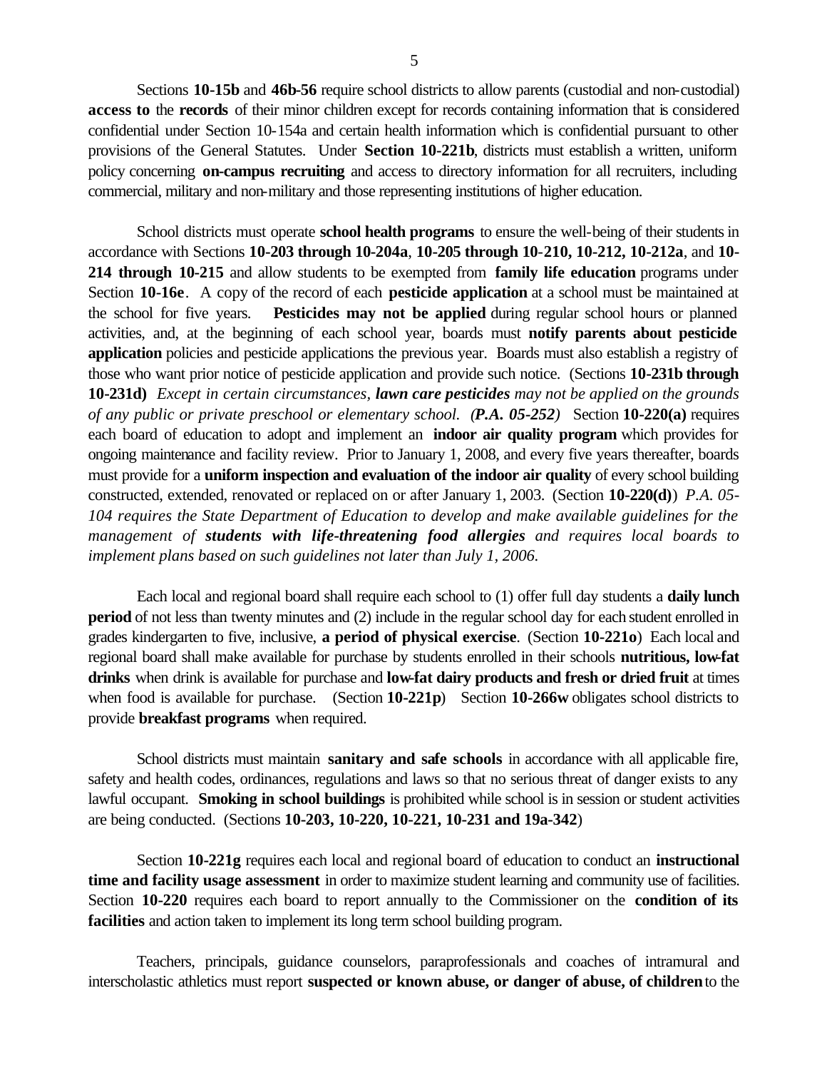Sections **10-15b** and **46b-56** require school districts to allow parents (custodial and non-custodial) **access to** the **records** of their minor children except for records containing information that is considered confidential under Section 10-154a and certain health information which is confidential pursuant to other provisions of the General Statutes. Under **Section 10-221b**, districts must establish a written, uniform policy concerning **on-campus recruiting** and access to directory information for all recruiters, including commercial, military and non-military and those representing institutions of higher education.

School districts must operate **school health programs** to ensure the well-being of their students in accordance with Sections **10-203 through 10-204a**, **10-205 through 10-210, 10-212, 10-212a**, and **10-214 through 10-215** and allow students to be exempted from **family life education** programs under Section **10-16e**. A copy of the record of each **pesticide application** at a school must be maintained at the school for five years. **Pesticides may not be applied** during regular school hours or planned activities, and, at the beginning of each school year, boards must **notify parents about pesticide application** policies and pesticide applications the previous year. Boards must also establish a registry of those who want prior notice of pesticide application and provide such notice. (Sections **10-231b through 10-231d)** *Except in certain circumstances, **lawn care pesticides** may not be applied on the grounds of any public or private preschool or elementary school. **(P.A. 05-252)*** Section **10-220(a)** requires each board of education to adopt and implement an **indoor air quality program** which provides for ongoing maintenance and facility review. Prior to January 1, 2008, and every five years thereafter, boards must provide for a **uniform inspection and evaluation of the indoor air quality** of every school building constructed, extended, renovated or replaced on or after January 1, 2003. (Section **10-220(d)**) *P.A. 05-104 requires the State Department of Education to develop and make available guidelines for the management of **students with life-threatening food allergies** and requires local boards to implement plans based on such guidelines not later than July 1, 2006.*

Each local and regional board shall require each school to (1) offer full day students a **daily lunch period** of not less than twenty minutes and (2) include in the regular school day for each student enrolled in grades kindergarten to five, inclusive, **a period of physical exercise**. (Section **10-221o**) Each local and regional board shall make available for purchase by students enrolled in their schools **nutritious, low-fat drinks** when drink is available for purchase and **low-fat dairy products and fresh or dried fruit** at times when food is available for purchase. (Section **10-221p**) Section **10-266w** obligates school districts to provide **breakfast programs** when required.

School districts must maintain **sanitary and safe schools** in accordance with all applicable fire, safety and health codes, ordinances, regulations and laws so that no serious threat of danger exists to any lawful occupant. **Smoking in school buildings** is prohibited while school is in session or student activities are being conducted. (Sections **10-203, 10-220, 10-221, 10-231 and 19a-342**)

Section **10-221g** requires each local and regional board of education to conduct an **instructional time and facility usage assessment** in order to maximize student learning and community use of facilities. Section **10-220** requires each board to report annually to the Commissioner on the **condition of its facilities** and action taken to implement its long term school building program.

Teachers, principals, guidance counselors, paraprofessionals and coaches of intramural and interscholastic athletics must report **suspected or known abuse, or danger of abuse, of children** to the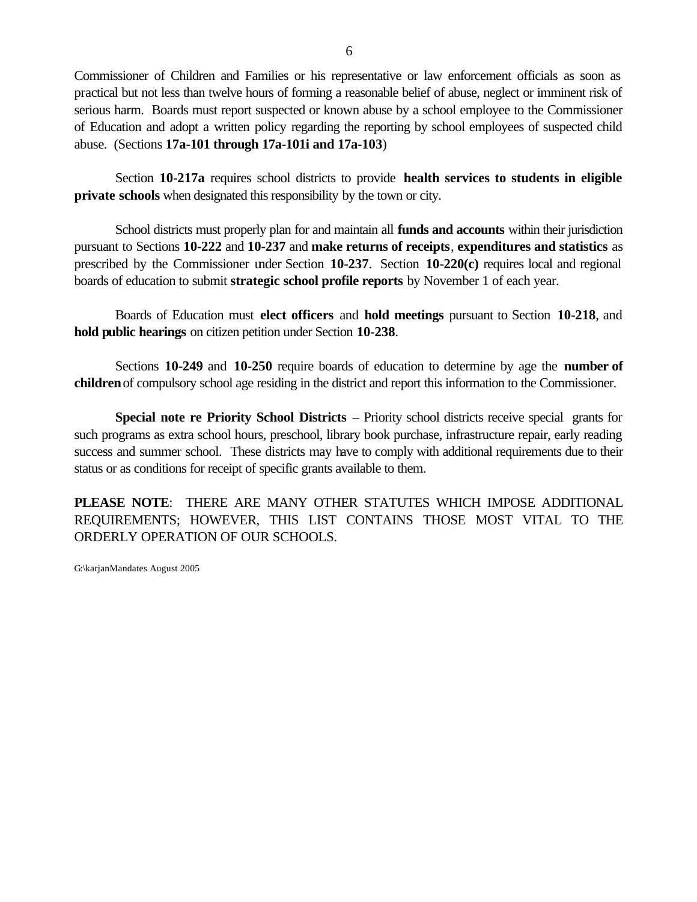Commissioner of Children and Families or his representative or law enforcement officials as soon as practical but not less than twelve hours of forming a reasonable belief of abuse, neglect or imminent risk of serious harm. Boards must report suspected or known abuse by a school employee to the Commissioner of Education and adopt a written policy regarding the reporting by school employees of suspected child abuse. (Sections **17a-101 through 17a-101i and 17a-103**)

Section **10-217a** requires school districts to provide **health services to students in eligible private schools** when designated this responsibility by the town or city.

School districts must properly plan for and maintain all **funds and accounts** within their jurisdiction pursuant to Sections **10-222** and **10-237** and **make returns of receipts**, **expenditures and statistics** as prescribed by the Commissioner under Section **10-237**. Section **10-220(c)** requires local and regional boards of education to submit **strategic school profile reports** by November 1 of each year.

Boards of Education must **elect officers** and **hold meetings** pursuant to Section **10-218**, and **hold public hearings** on citizen petition under Section **10-238**.

Sections **10-249** and **10-250** require boards of education to determine by age the **number of children** of compulsory school age residing in the district and report this information to the Commissioner.

**Special note re Priority School Districts** – Priority school districts receive special grants for such programs as extra school hours, preschool, library book purchase, infrastructure repair, early reading success and summer school. These districts may have to comply with additional requirements due to their status or as conditions for receipt of specific grants available to them.

**PLEASE NOTE**: THERE ARE MANY OTHER STATUTES WHICH IMPOSE ADDITIONAL REQUIREMENTS; HOWEVER, THIS LIST CONTAINS THOSE MOST VITAL TO THE ORDERLY OPERATION OF OUR SCHOOLS.

G:\karjanMandates August 2005